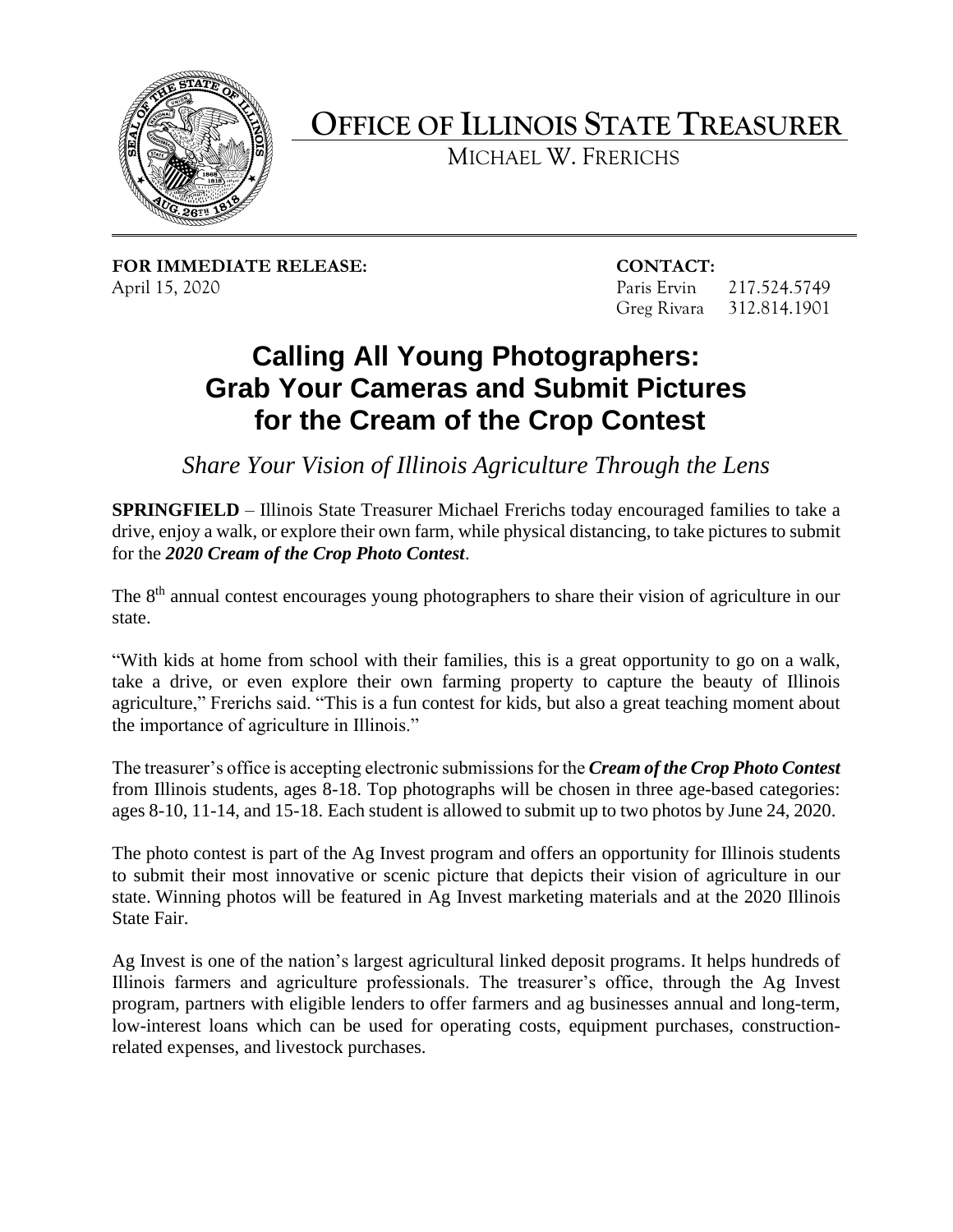# OFFICE OF ILLINOIS STATE TREASURER

MICHAEL W. FRERICHS

**FOR IMMEDIATE RELEASE:**
April 15, 2020

**CONTACT:**
Paris Ervin 217.524.5749
Greg Rivara 312.814.1901

## Calling All Young Photographers: Grab Your Cameras and Submit Pictures for the Cream of the Crop Contest

*Share Your Vision of Illinois Agriculture Through the Lens*

**SPRINGFIELD** – Illinois State Treasurer Michael Frerichs today encouraged families to take a drive, enjoy a walk, or explore their own farm, while physical distancing, to take pictures to submit for the ***2020 Cream of the Crop Photo Contest***.

The 8th annual contest encourages young photographers to share their vision of agriculture in our state.

"With kids at home from school with their families, this is a great opportunity to go on a walk, take a drive, or even explore their own farming property to capture the beauty of Illinois agriculture," Frerichs said. "This is a fun contest for kids, but also a great teaching moment about the importance of agriculture in Illinois."

The treasurer's office is accepting electronic submissions for the ***Cream of the Crop Photo Contest*** from Illinois students, ages 8-18. Top photographs will be chosen in three age-based categories: ages 8-10, 11-14, and 15-18. Each student is allowed to submit up to two photos by June 24, 2020.

The photo contest is part of the Ag Invest program and offers an opportunity for Illinois students to submit their most innovative or scenic picture that depicts their vision of agriculture in our state. Winning photos will be featured in Ag Invest marketing materials and at the 2020 Illinois State Fair.

Ag Invest is one of the nation's largest agricultural linked deposit programs. It helps hundreds of Illinois farmers and agriculture professionals. The treasurer's office, through the Ag Invest program, partners with eligible lenders to offer farmers and ag businesses annual and long-term, low-interest loans which can be used for operating costs, equipment purchases, construction-related expenses, and livestock purchases.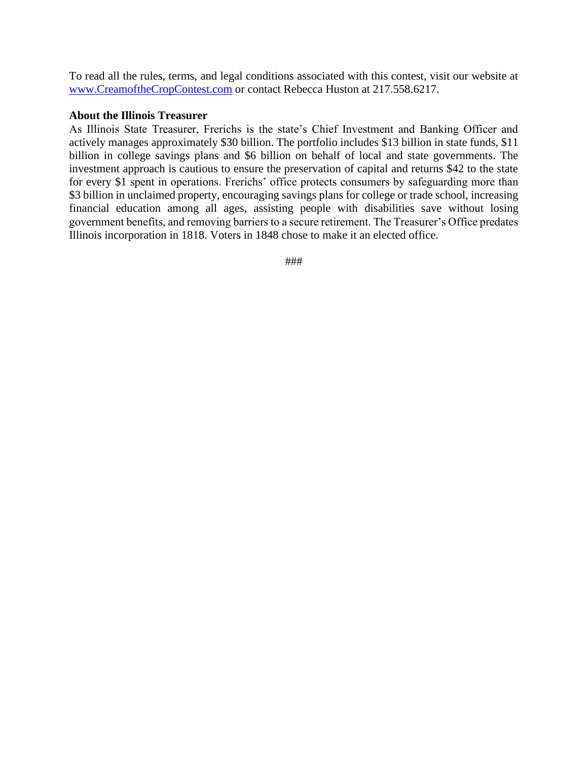To read all the rules, terms, and legal conditions associated with this contest, visit our website at [www.CreamoftheCropContest.com](http://www.CreamoftheCropContest.com) or contact Rebecca Huston at 217.558.6217.

**About the Illinois Treasurer**

As Illinois State Treasurer, Frerichs is the state's Chief Investment and Banking Officer and actively manages approximately $30 billion. The portfolio includes $13 billion in state funds, $11 billion in college savings plans and $6 billion on behalf of local and state governments. The investment approach is cautious to ensure the preservation of capital and returns $42 to the state for every $1 spent in operations. Frerichs' office protects consumers by safeguarding more than $3 billion in unclaimed property, encouraging savings plans for college or trade school, increasing financial education among all ages, assisting people with disabilities save without losing government benefits, and removing barriers to a secure retirement. The Treasurer's Office predates Illinois incorporation in 1818. Voters in 1848 chose to make it an elected office.

###